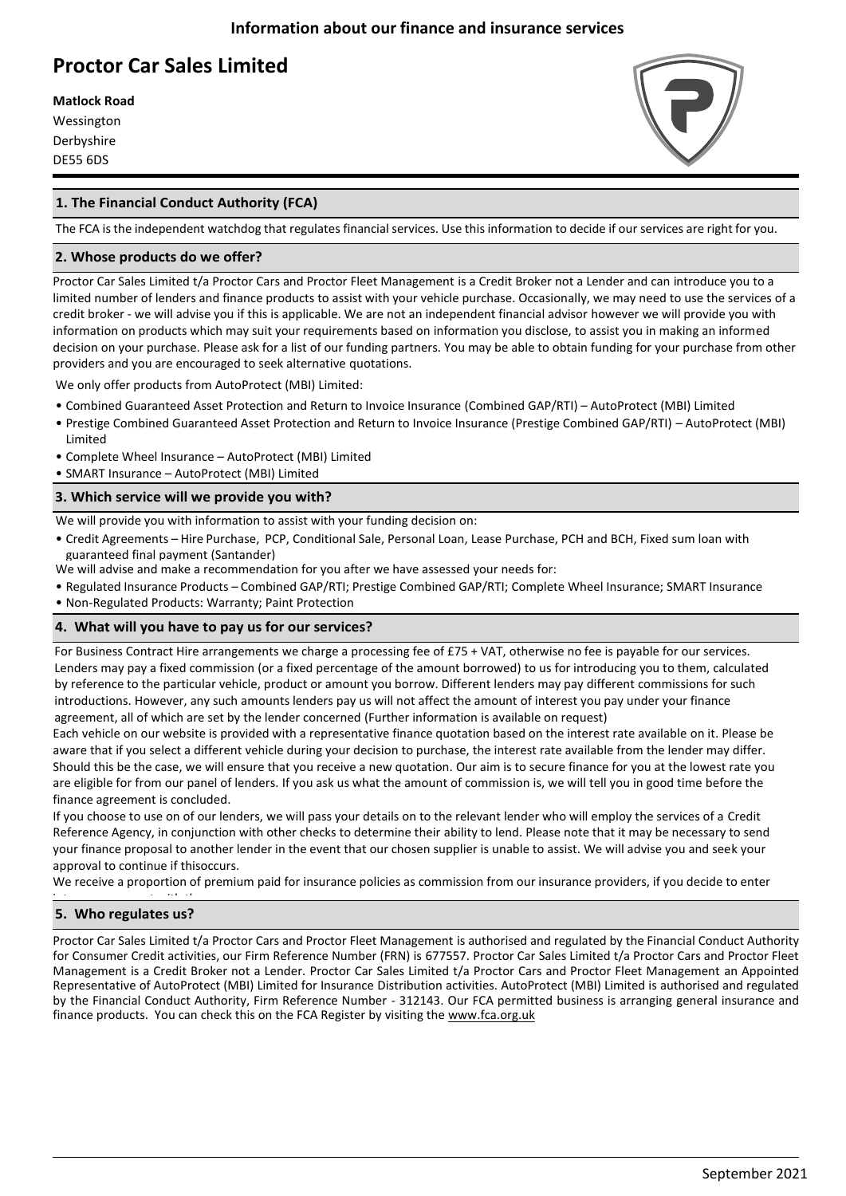Information about our finance and insurance services

# Proctor Car Sales Limited

**Matlock Road**
Wessington
Derbyshire
DE55 6DS

## 1. The Financial Conduct Authority (FCA)

The FCA is the independent watchdog that regulates financial services. Use this information to decide if our services are right for you.

## 2. Whose products do we offer?

Proctor Car Sales Limited t/a Proctor Cars and Proctor Fleet Management is a Credit Broker not a Lender and can introduce you to a limited number of lenders and finance products to assist with your vehicle purchase. Occasionally, we may need to use the services of a credit broker - we will advise you if this is applicable. We are not an independent financial advisor however we will provide you with information on products which may suit your requirements based on information you disclose, to assist you in making an informed decision on your purchase. Please ask for a list of our funding partners. You may be able to obtain funding for your purchase from other providers and you are encouraged to seek alternative quotations.

We only offer products from AutoProtect (MBI) Limited:

- Combined Guaranteed Asset Protection and Return to Invoice Insurance (Combined GAP/RTI) – AutoProtect (MBI) Limited
- Prestige Combined Guaranteed Asset Protection and Return to Invoice Insurance (Prestige Combined GAP/RTI) – AutoProtect (MBI) Limited
- Complete Wheel Insurance – AutoProtect (MBI) Limited
- SMART Insurance – AutoProtect (MBI) Limited

## 3. Which service will we provide you with?

We will provide you with information to assist with your funding decision on:

- Credit Agreements – Hire Purchase, PCP, Conditional Sale, Personal Loan, Lease Purchase, PCH and BCH, Fixed sum loan with guaranteed final payment (Santander)

We will advise and make a recommendation for you after we have assessed your needs for:

- Regulated Insurance Products – Combined GAP/RTI; Prestige Combined GAP/RTI; Complete Wheel Insurance; SMART Insurance
- Non-Regulated Products: Warranty; Paint Protection

## 4. What will you have to pay us for our services?

For Business Contract Hire arrangements we charge a processing fee of £75 + VAT, otherwise no fee is payable for our services. Lenders may pay a fixed commission (or a fixed percentage of the amount borrowed) to us for introducing you to them, calculated by reference to the particular vehicle, product or amount you borrow. Different lenders may pay different commissions for such introductions. However, any such amounts lenders pay us will not affect the amount of interest you pay under your finance agreement, all of which are set by the lender concerned (Further information is available on request)

Each vehicle on our website is provided with a representative finance quotation based on the interest rate available on it. Please be aware that if you select a different vehicle during your decision to purchase, the interest rate available from the lender may differ. Should this be the case, we will ensure that you receive a new quotation. Our aim is to secure finance for you at the lowest rate you are eligible for from our panel of lenders. If you ask us what the amount of commission is, we will tell you in good time before the finance agreement is concluded.

If you choose to use on of our lenders, we will pass your details on to the relevant lender who will employ the services of a Credit Reference Agency, in conjunction with other checks to determine their ability to lend. Please note that it may be necessary to send your finance proposal to another lender in the event that our chosen supplier is unable to assist. We will advise you and seek your approval to continue if thisoccurs.

We receive a proportion of premium paid for insurance policies as commission from our insurance providers, if you decide to enter

## 5. Who regulates us?

Proctor Car Sales Limited t/a Proctor Cars and Proctor Fleet Management is authorised and regulated by the Financial Conduct Authority for Consumer Credit activities, our Firm Reference Number (FRN) is 677557. Proctor Car Sales Limited t/a Proctor Cars and Proctor Fleet Management is a Credit Broker not a Lender. Proctor Car Sales Limited t/a Proctor Cars and Proctor Fleet Management an Appointed Representative of AutoProtect (MBI) Limited for Insurance Distribution activities. AutoProtect (MBI) Limited is authorised and regulated by the Financial Conduct Authority, Firm Reference Number - 312143. Our FCA permitted business is arranging general insurance and finance products. You can check this on the FCA Register by visiting the www.fca.org.uk

September 2021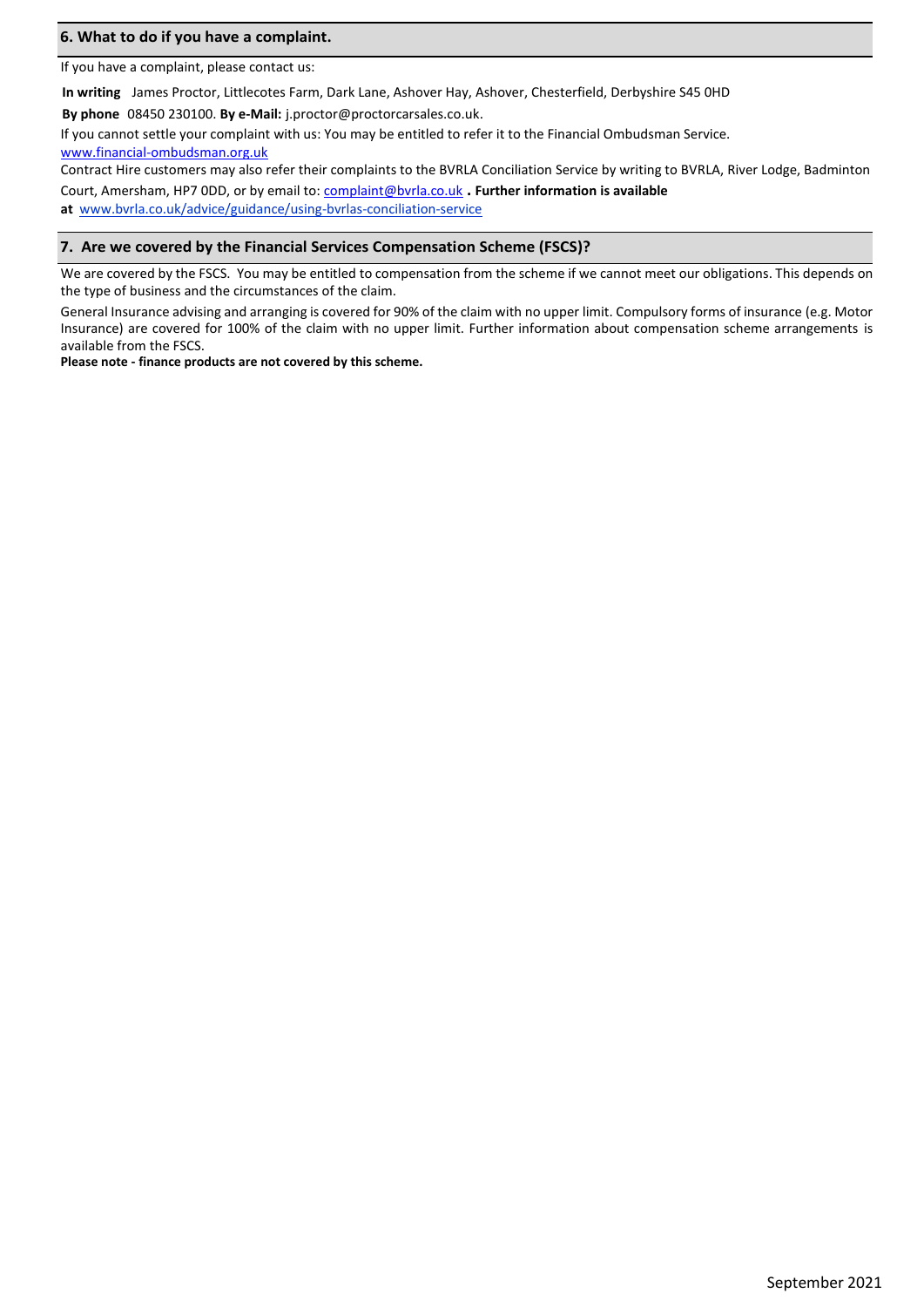## 6. What to do if you have a complaint.

If you have a complaint, please contact us:

**In writing** James Proctor, Littlecotes Farm, Dark Lane, Ashover Hay, Ashover, Chesterfield, Derbyshire S45 0HD

**By phone** 08450 230100. **By e-Mail:** j.proctor@proctorcarsales.co.uk.

If you cannot settle your complaint with us: You may be entitled to refer it to the Financial Ombudsman Service.
www.financial-ombudsman.org.uk

Contract Hire customers may also refer their complaints to the BVRLA Conciliation Service by writing to BVRLA, River Lodge, Badminton Court, Amersham, HP7 0DD, or by email to: complaint@bvrla.co.uk **. Further information is available at** www.bvrla.co.uk/advice/guidance/using-bvrlas-conciliation-service

## 7. Are we covered by the Financial Services Compensation Scheme (FSCS)?

We are covered by the FSCS. You may be entitled to compensation from the scheme if we cannot meet our obligations. This depends on the type of business and the circumstances of the claim.

General Insurance advising and arranging is covered for 90% of the claim with no upper limit. Compulsory forms of insurance (e.g. Motor Insurance) are covered for 100% of the claim with no upper limit. Further information about compensation scheme arrangements is available from the FSCS.

**Please note - finance products are not covered by this scheme.**

September 2021